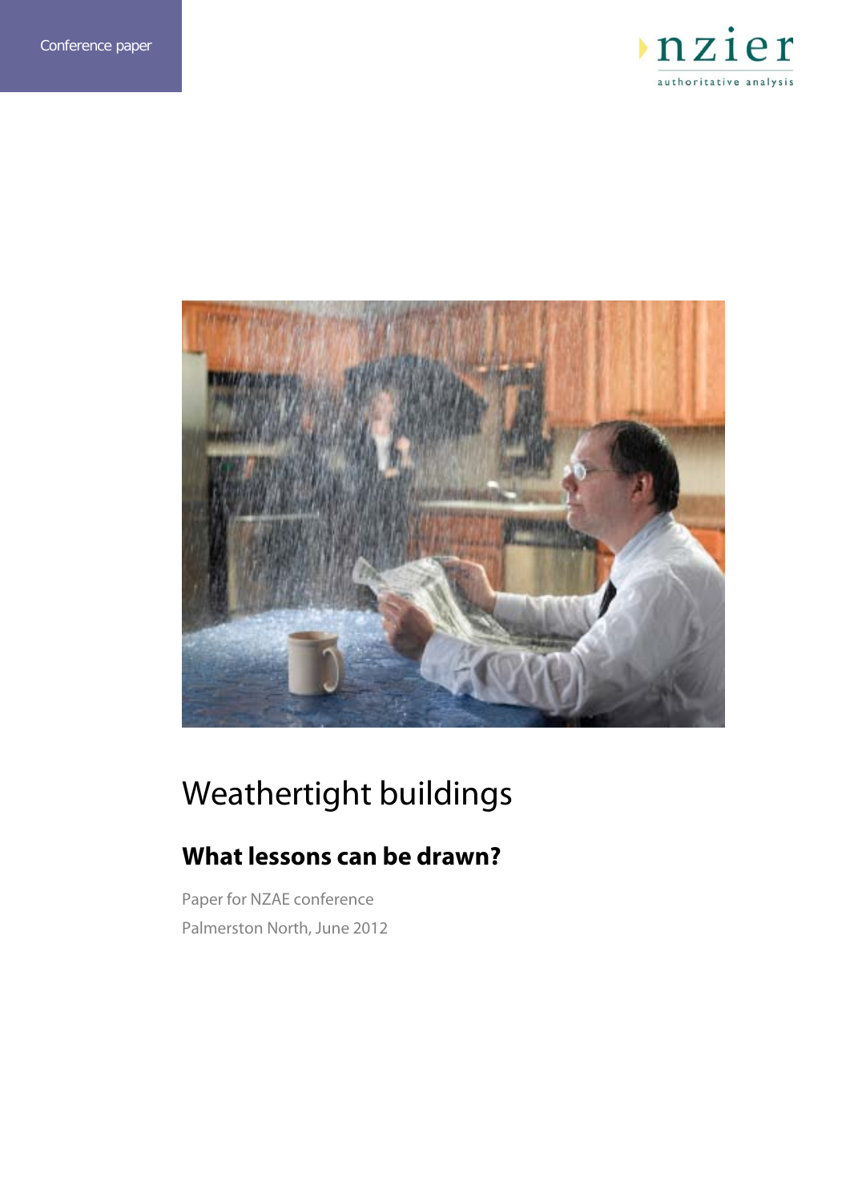Conference paper

nzier
authoritative analysis

# Weathertight buildings

## What lessons can be drawn?

Paper for NZAE conference

Palmerston North, June 2012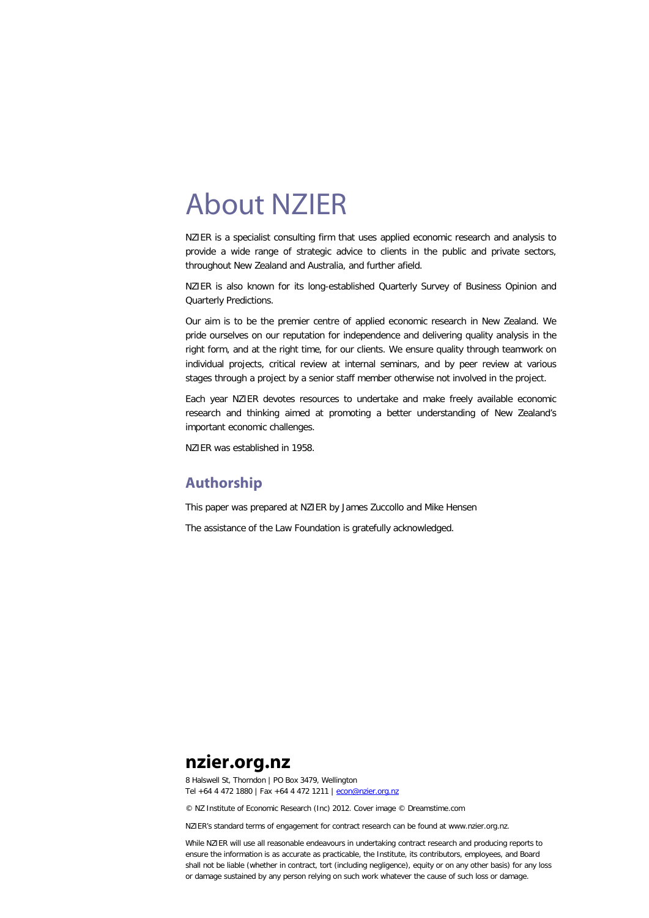# About NZIER

NZIER is a specialist consulting firm that uses applied economic research and analysis to provide a wide range of strategic advice to clients in the public and private sectors, throughout New Zealand and Australia, and further afield.

NZIER is also known for its long-established Quarterly Survey of Business Opinion and Quarterly Predictions.

Our aim is to be the premier centre of applied economic research in New Zealand. We pride ourselves on our reputation for independence and delivering quality analysis in the right form, and at the right time, for our clients. We ensure quality through teamwork on individual projects, critical review at internal seminars, and by peer review at various stages through a project by a senior staff member otherwise not involved in the project.

Each year NZIER devotes resources to undertake and make freely available economic research and thinking aimed at promoting a better understanding of New Zealand's important economic challenges.

NZIER was established in 1958.

## Authorship

This paper was prepared at NZIER by James Zuccollo and Mike Hensen

The assistance of the Law Foundation is gratefully acknowledged.

**nzier.org.nz**

8 Halswell St, Thorndon | PO Box 3479, Wellington
Tel +64 4 472 1880 | Fax +64 4 472 1211 | econ@nzier.org.nz

© NZ Institute of Economic Research (Inc) 2012. Cover image © Dreamstime.com

NZIER's standard terms of engagement for contract research can be found at www.nzier.org.nz.

While NZIER will use all reasonable endeavours in undertaking contract research and producing reports to ensure the information is as accurate as practicable, the Institute, its contributors, employees, and Board shall not be liable (whether in contract, tort (including negligence), equity or on any other basis) for any loss or damage sustained by any person relying on such work whatever the cause of such loss or damage.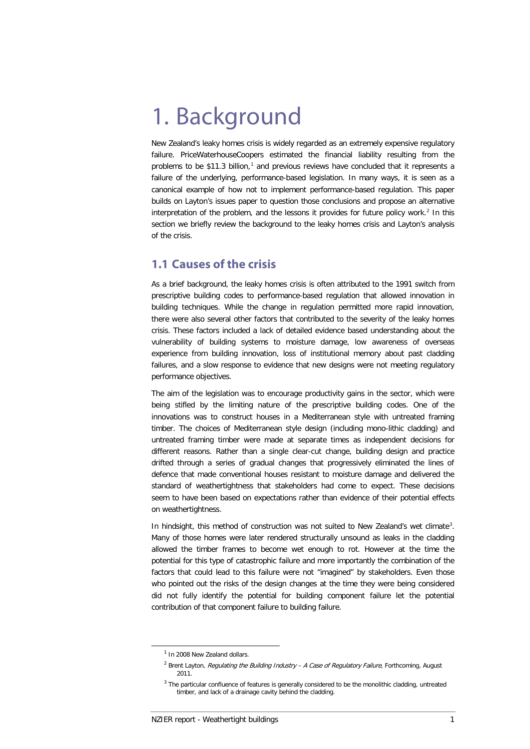# 1. Background

New Zealand's leaky homes crisis is widely regarded as an extremely expensive regulatory failure. PriceWaterhouseCoopers estimated the financial liability resulting from the problems to be $11.3 billion,[1] and previous reviews have concluded that it represents a failure of the underlying, performance-based legislation. In many ways, it is seen as a canonical example of how not to implement performance-based regulation. This paper builds on Layton's issues paper to question those conclusions and propose an alternative interpretation of the problem, and the lessons it provides for future policy work.[2] In this section we briefly review the background to the leaky homes crisis and Layton's analysis of the crisis.

## 1.1 Causes of the crisis

As a brief background, the leaky homes crisis is often attributed to the 1991 switch from prescriptive building codes to performance-based regulation that allowed innovation in building techniques. While the change in regulation permitted more rapid innovation, there were also several other factors that contributed to the severity of the leaky homes crisis. These factors included a lack of detailed evidence based understanding about the vulnerability of building systems to moisture damage, low awareness of overseas experience from building innovation, loss of institutional memory about past cladding failures, and a slow response to evidence that new designs were not meeting regulatory performance objectives.

The aim of the legislation was to encourage productivity gains in the sector, which were being stifled by the limiting nature of the prescriptive building codes. One of the innovations was to construct houses in a Mediterranean style with untreated framing timber. The choices of Mediterranean style design (including mono-lithic cladding) and untreated framing timber were made at separate times as independent decisions for different reasons. Rather than a single clear-cut change, building design and practice drifted through a series of gradual changes that progressively eliminated the lines of defence that made conventional houses resistant to moisture damage and delivered the standard of weathertightness that stakeholders had come to expect. These decisions seem to have been based on expectations rather than evidence of their potential effects on weathertightness.

In hindsight, this method of construction was not suited to New Zealand's wet climate[3]. Many of those homes were later rendered structurally unsound as leaks in the cladding allowed the timber frames to become wet enough to rot. However at the time the potential for this type of catastrophic failure and more importantly the combination of the factors that could lead to this failure were not "imagined" by stakeholders. Even those who pointed out the risks of the design changes at the time they were being considered did not fully identify the potential for building component failure let the potential contribution of that component failure to building failure.

---

[1] In 2008 New Zealand dollars.

[2] Brent Layton, *Regulating the Building Industry – A Case of Regulatory Failure*, Forthcoming, August 2011.

[3] The particular confluence of features is generally considered to be the monolithic cladding, untreated timber, and lack of a drainage cavity behind the cladding.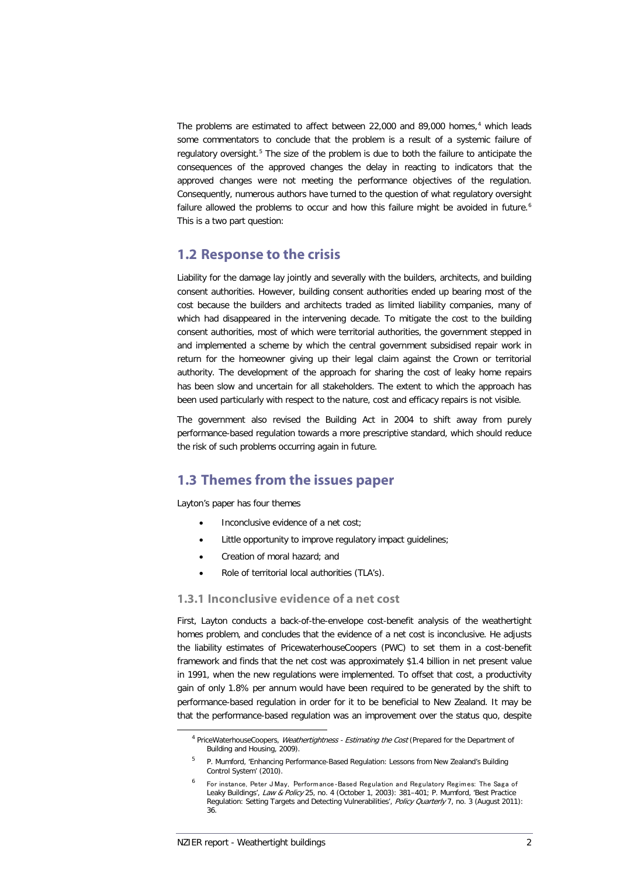The problems are estimated to affect between 22,000 and 89,000 homes,[4] which leads some commentators to conclude that the problem is a result of a systemic failure of regulatory oversight.[5] The size of the problem is due to both the failure to anticipate the consequences of the approved changes the delay in reacting to indicators that the approved changes were not meeting the performance objectives of the regulation. Consequently, numerous authors have turned to the question of what regulatory oversight failure allowed the problems to occur and how this failure might be avoided in future.[6] This is a two part question:

## 1.2 Response to the crisis

Liability for the damage lay jointly and severally with the builders, architects, and building consent authorities. However, building consent authorities ended up bearing most of the cost because the builders and architects traded as limited liability companies, many of which had disappeared in the intervening decade. To mitigate the cost to the building consent authorities, most of which were territorial authorities, the government stepped in and implemented a scheme by which the central government subsidised repair work in return for the homeowner giving up their legal claim against the Crown or territorial authority. The development of the approach for sharing the cost of leaky home repairs has been slow and uncertain for all stakeholders. The extent to which the approach has been used particularly with respect to the nature, cost and efficacy repairs is not visible.

The government also revised the Building Act in 2004 to shift away from purely performance-based regulation towards a more prescriptive standard, which should reduce the risk of such problems occurring again in future.

## 1.3 Themes from the issues paper

Layton's paper has four themes

- Inconclusive evidence of a net cost;
- Little opportunity to improve regulatory impact guidelines;
- Creation of moral hazard; and
- Role of territorial local authorities (TLA's).

### 1.3.1 Inconclusive evidence of a net cost

First, Layton conducts a back-of-the-envelope cost-benefit analysis of the weathertight homes problem, and concludes that the evidence of a net cost is inconclusive. He adjusts the liability estimates of PricewaterhouseCoopers (PWC) to set them in a cost-benefit framework and finds that the net cost was approximately $1.4 billion in net present value in 1991, when the new regulations were implemented. To offset that cost, a productivity gain of only 1.8% per annum would have been required to be generated by the shift to performance-based regulation in order for it to be beneficial to New Zealand. It may be that the performance-based regulation was an improvement over the status quo, despite

[4] PriceWaterhouseCoopers, *Weathertightness - Estimating the Cost* (Prepared for the Department of Building and Housing, 2009).

[5] P. Mumford, 'Enhancing Performance-Based Regulation: Lessons from New Zealand's Building Control System' (2010).

[6] For instance, Peter J May, Performance-Based Regulation and Regulatory Regimes: The Saga of Leaky Buildings', *Law & Policy* 25, no. 4 (October 1, 2003): 381–401; P. Mumford, 'Best Practice Regulation: Setting Targets and Detecting Vulnerabilities', *Policy Quarterly* 7, no. 3 (August 2011): 36.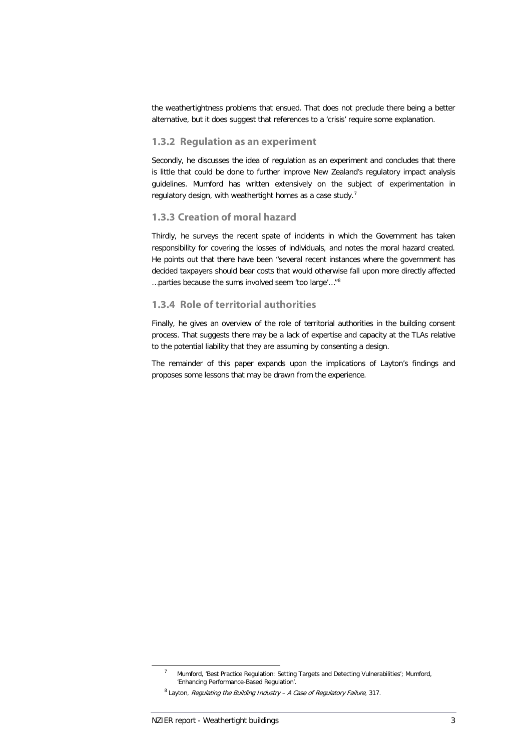the weathertightness problems that ensued. That does not preclude there being a better alternative, but it does suggest that references to a 'crisis' require some explanation.

### 1.3.2 Regulation as an experiment

Secondly, he discusses the idea of regulation as an experiment and concludes that there is little that could be done to further improve New Zealand's regulatory impact analysis guidelines. Mumford has written extensively on the subject of experimentation in regulatory design, with weathertight homes as a case study.[7]

### 1.3.3 Creation of moral hazard

Thirdly, he surveys the recent spate of incidents in which the Government has taken responsibility for covering the losses of individuals, and notes the moral hazard created. He points out that there have been "several recent instances where the government has decided taxpayers should bear costs that would otherwise fall upon more directly affected …parties because the sums involved seem 'too large'…"[8]

### 1.3.4 Role of territorial authorities

Finally, he gives an overview of the role of territorial authorities in the building consent process. That suggests there may be a lack of expertise and capacity at the TLAs relative to the potential liability that they are assuming by consenting a design.

The remainder of this paper expands upon the implications of Layton's findings and proposes some lessons that may be drawn from the experience.

---

[7] Mumford, 'Best Practice Regulation: Setting Targets and Detecting Vulnerabilities'; Mumford, 'Enhancing Performance-Based Regulation'.

[8] Layton, *Regulating the Building Industry – A Case of Regulatory Failure*, 317.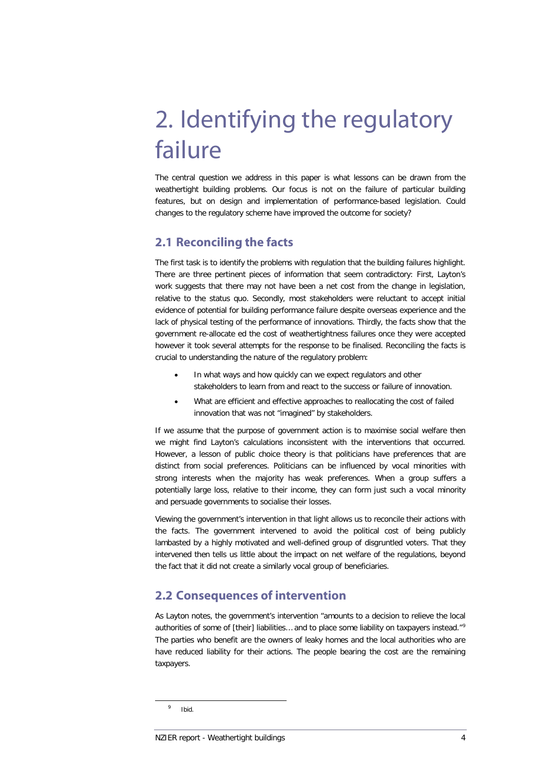# 2. Identifying the regulatory failure

The central question we address in this paper is what lessons can be drawn from the weathertight building problems. Our focus is not on the failure of particular building features, but on design and implementation of performance-based legislation. Could changes to the regulatory scheme have improved the outcome for society?

## 2.1 Reconciling the facts

The first task is to identify the problems with regulation that the building failures highlight. There are three pertinent pieces of information that seem contradictory: First, Layton's work suggests that there may not have been a net cost from the change in legislation, relative to the status quo. Secondly, most stakeholders were reluctant to accept initial evidence of potential for building performance failure despite overseas experience and the lack of physical testing of the performance of innovations. Thirdly, the facts show that the government re-allocate ed the cost of weathertightness failures once they were accepted however it took several attempts for the response to be finalised. Reconciling the facts is crucial to understanding the nature of the regulatory problem:

- In what ways and how quickly can we expect regulators and other stakeholders to learn from and react to the success or failure of innovation.
- What are efficient and effective approaches to reallocating the cost of failed innovation that was not "imagined" by stakeholders.

If we assume that the purpose of government action is to maximise social welfare then we might find Layton's calculations inconsistent with the interventions that occurred. However, a lesson of public choice theory is that politicians have preferences that are distinct from social preferences. Politicians can be influenced by vocal minorities with strong interests when the majority has weak preferences. When a group suffers a potentially large loss, relative to their income, they can form just such a vocal minority and persuade governments to socialise their losses.

Viewing the government's intervention in that light allows us to reconcile their actions with the facts. The government intervened to avoid the political cost of being publicly lambasted by a highly motivated and well-defined group of disgruntled voters. That they intervened then tells us little about the impact on net welfare of the regulations, beyond the fact that it did not create a similarly vocal group of beneficiaries.

## 2.2 Consequences of intervention

As Layton notes, the government's intervention "amounts to a decision to relieve the local authorities of some of [their] liabilities… and to place some liability on taxpayers instead."[9] The parties who benefit are the owners of leaky homes and the local authorities who are have reduced liability for their actions. The people bearing the cost are the remaining taxpayers.

[9] Ibid.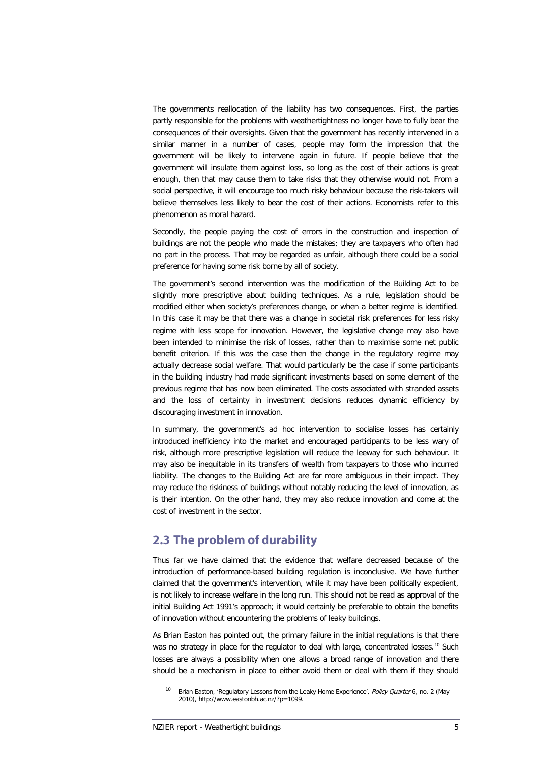The governments reallocation of the liability has two consequences. First, the parties partly responsible for the problems with weathertightness no longer have to fully bear the consequences of their oversights. Given that the government has recently intervened in a similar manner in a number of cases, people may form the impression that the government will be likely to intervene again in future. If people believe that the government will insulate them against loss, so long as the cost of their actions is great enough, then that may cause them to take risks that they otherwise would not. From a social perspective, it will encourage too much risky behaviour because the risk-takers will believe themselves less likely to bear the cost of their actions. Economists refer to this phenomenon as moral hazard.

Secondly, the people paying the cost of errors in the construction and inspection of buildings are not the people who made the mistakes; they are taxpayers who often had no part in the process. That may be regarded as unfair, although there could be a social preference for having some risk borne by all of society.

The government's second intervention was the modification of the Building Act to be slightly more prescriptive about building techniques. As a rule, legislation should be modified either when society's preferences change, or when a better regime is identified. In this case it may be that there was a change in societal risk preferences for less risky regime with less scope for innovation. However, the legislative change may also have been intended to minimise the risk of losses, rather than to maximise some net public benefit criterion. If this was the case then the change in the regulatory regime may actually decrease social welfare. That would particularly be the case if some participants in the building industry had made significant investments based on some element of the previous regime that has now been eliminated. The costs associated with stranded assets and the loss of certainty in investment decisions reduces dynamic efficiency by discouraging investment in innovation.

In summary, the government's ad hoc intervention to socialise losses has certainly introduced inefficiency into the market and encouraged participants to be less wary of risk, although more prescriptive legislation will reduce the leeway for such behaviour. It may also be inequitable in its transfers of wealth from taxpayers to those who incurred liability. The changes to the Building Act are far more ambiguous in their impact. They may reduce the riskiness of buildings without notably reducing the level of innovation, as is their intention. On the other hand, they may also reduce innovation and come at the cost of investment in the sector.

## 2.3 The problem of durability

Thus far we have claimed that the evidence that welfare decreased because of the introduction of performance-based building regulation is inconclusive. We have further claimed that the government's intervention, while it may have been politically expedient, is not likely to increase welfare in the long run. This should not be read as approval of the initial Building Act 1991's approach; it would certainly be preferable to obtain the benefits of innovation without encountering the problems of leaky buildings.

As Brian Easton has pointed out, the primary failure in the initial regulations is that there was no strategy in place for the regulator to deal with large, concentrated losses.[10] Such losses are always a possibility when one allows a broad range of innovation and there should be a mechanism in place to either avoid them or deal with them if they should

[10] Brian Easton, 'Regulatory Lessons from the Leaky Home Experience', *Policy Quarter* 6, no. 2 (May 2010), http://www.eastonbh.ac.nz/?p=1099.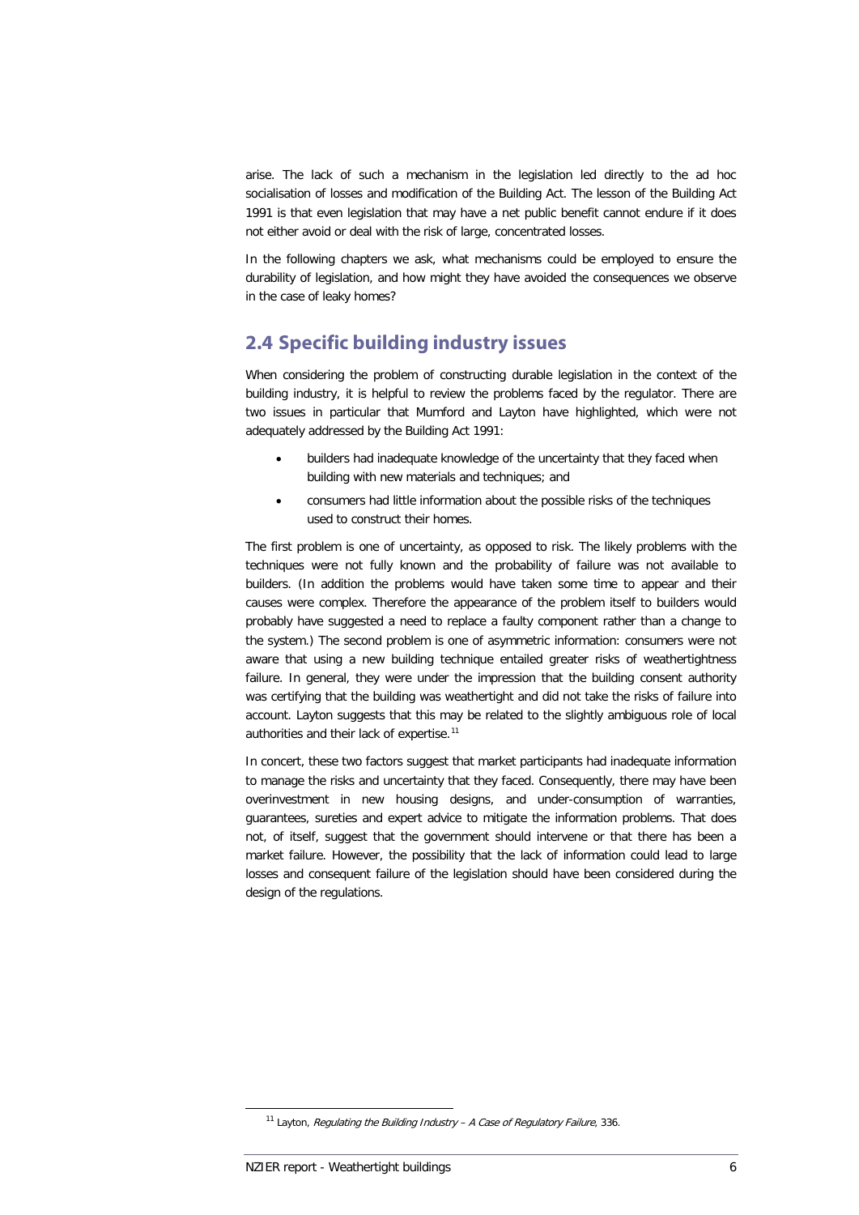arise. The lack of such a mechanism in the legislation led directly to the ad hoc socialisation of losses and modification of the Building Act. The lesson of the Building Act 1991 is that even legislation that may have a net public benefit cannot endure if it does not either avoid or deal with the risk of large, concentrated losses.

In the following chapters we ask, what mechanisms could be employed to ensure the durability of legislation, and how might they have avoided the consequences we observe in the case of leaky homes?

## 2.4 Specific building industry issues

When considering the problem of constructing durable legislation in the context of the building industry, it is helpful to review the problems faced by the regulator. There are two issues in particular that Mumford and Layton have highlighted, which were not adequately addressed by the Building Act 1991:

- builders had inadequate knowledge of the uncertainty that they faced when building with new materials and techniques; and
- consumers had little information about the possible risks of the techniques used to construct their homes.

The first problem is one of uncertainty, as opposed to risk. The likely problems with the techniques were not fully known and the probability of failure was not available to builders. (In addition the problems would have taken some time to appear and their causes were complex. Therefore the appearance of the problem itself to builders would probably have suggested a need to replace a faulty component rather than a change to the system.) The second problem is one of asymmetric information: consumers were not aware that using a new building technique entailed greater risks of weathertightness failure. In general, they were under the impression that the building consent authority was certifying that the building was weathertight and did not take the risks of failure into account. Layton suggests that this may be related to the slightly ambiguous role of local authorities and their lack of expertise.[11]

In concert, these two factors suggest that market participants had inadequate information to manage the risks and uncertainty that they faced. Consequently, there may have been overinvestment in new housing designs, and under-consumption of warranties, guarantees, sureties and expert advice to mitigate the information problems. That does not, of itself, suggest that the government should intervene or that there has been a market failure. However, the possibility that the lack of information could lead to large losses and consequent failure of the legislation should have been considered during the design of the regulations.

[11] Layton, *Regulating the Building Industry – A Case of Regulatory Failure*, 336.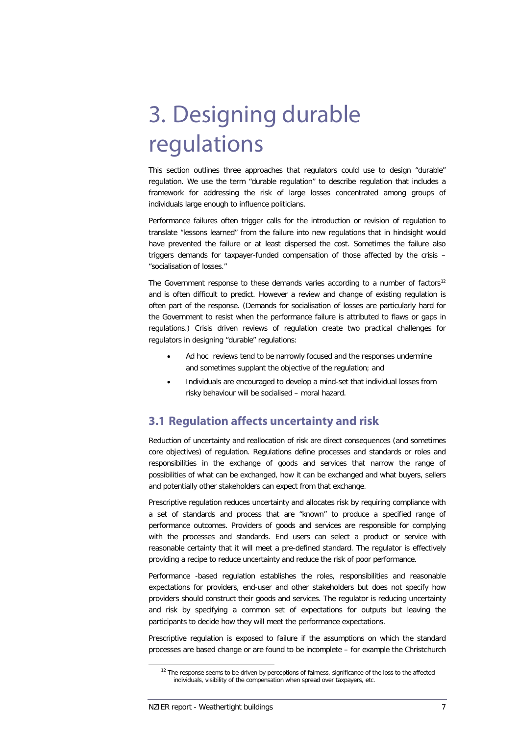# 3. Designing durable regulations

This section outlines three approaches that regulators could use to design "durable" regulation. We use the term "durable regulation" to describe regulation that includes a framework for addressing the risk of large losses concentrated among groups of individuals large enough to influence politicians.

Performance failures often trigger calls for the introduction or revision of regulation to translate "lessons learned" from the failure into new regulations that in hindsight would have prevented the failure or at least dispersed the cost. Sometimes the failure also triggers demands for taxpayer-funded compensation of those affected by the crisis – "socialisation of losses."

The Government response to these demands varies according to a number of factors[12] and is often difficult to predict. However a review and change of existing regulation is often part of the response. (Demands for socialisation of losses are particularly hard for the Government to resist when the performance failure is attributed to flaws or gaps in regulations.) Crisis driven reviews of regulation create two practical challenges for regulators in designing "durable" regulations:

- Ad hoc reviews tend to be narrowly focused and the responses undermine and sometimes supplant the objective of the regulation; and
- Individuals are encouraged to develop a mind-set that individual losses from risky behaviour will be socialised – moral hazard.

## 3.1 Regulation affects uncertainty and risk

Reduction of uncertainty and reallocation of risk are direct consequences (and sometimes core objectives) of regulation. Regulations define processes and standards or roles and responsibilities in the exchange of goods and services that narrow the range of possibilities of what can be exchanged, how it can be exchanged and what buyers, sellers and potentially other stakeholders can expect from that exchange.

Prescriptive regulation reduces uncertainty and allocates risk by requiring compliance with a set of standards and process that are "known" to produce a specified range of performance outcomes. Providers of goods and services are responsible for complying with the processes and standards. End users can select a product or service with reasonable certainty that it will meet a pre-defined standard. The regulator is effectively providing a recipe to reduce uncertainty and reduce the risk of poor performance.

Performance -based regulation establishes the roles, responsibilities and reasonable expectations for providers, end-user and other stakeholders but does not specify how providers should construct their goods and services. The regulator is reducing uncertainty and risk by specifying a common set of expectations for outputs but leaving the participants to decide how they will meet the performance expectations.

Prescriptive regulation is exposed to failure if the assumptions on which the standard processes are based change or are found to be incomplete – for example the Christchurch

[12] The response seems to be driven by perceptions of fairness, significance of the loss to the affected individuals, visibility of the compensation when spread over taxpayers, etc.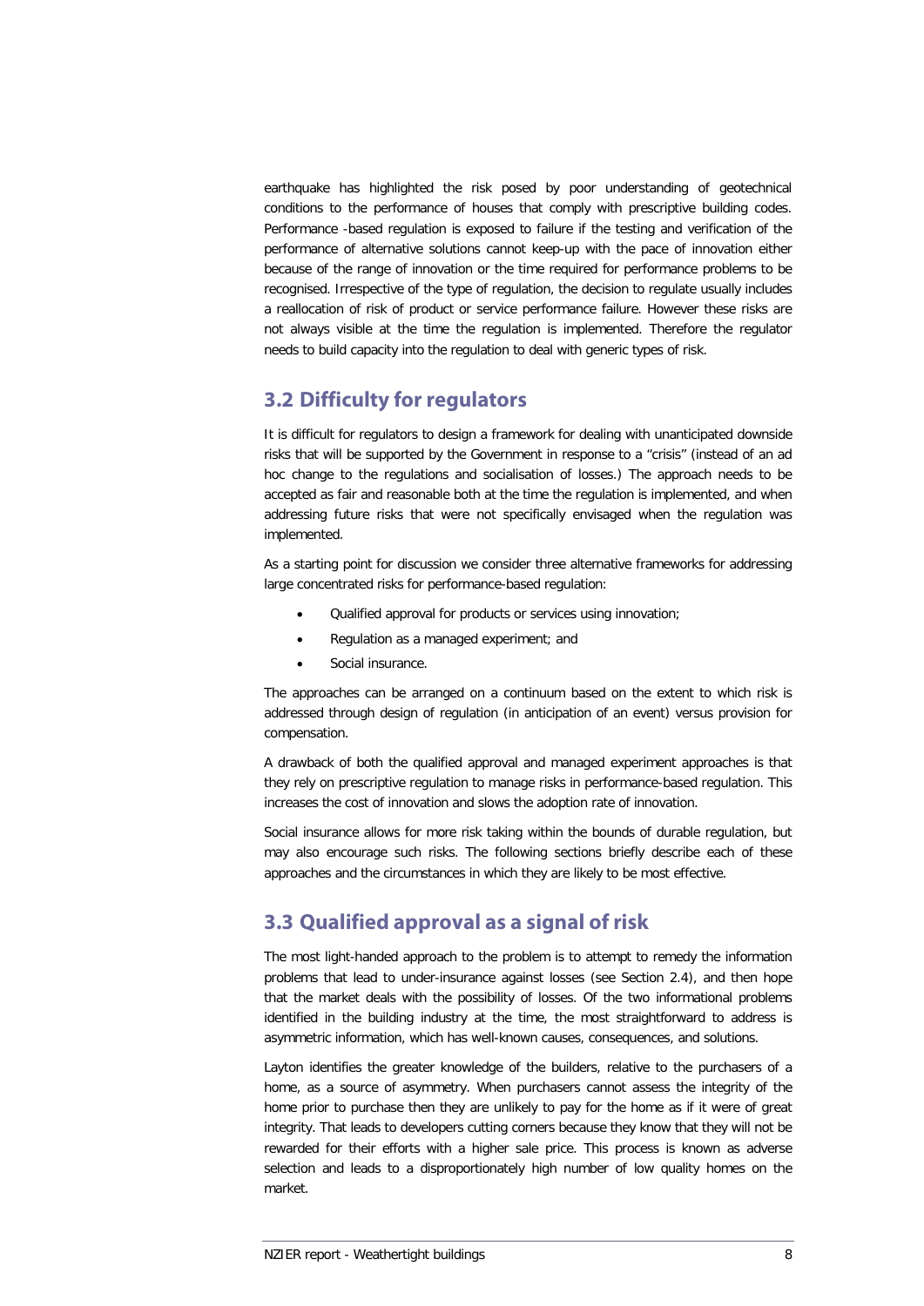earthquake has highlighted the risk posed by poor understanding of geotechnical conditions to the performance of houses that comply with prescriptive building codes. Performance -based regulation is exposed to failure if the testing and verification of the performance of alternative solutions cannot keep-up with the pace of innovation either because of the range of innovation or the time required for performance problems to be recognised. Irrespective of the type of regulation, the decision to regulate usually includes a reallocation of risk of product or service performance failure. However these risks are not always visible at the time the regulation is implemented. Therefore the regulator needs to build capacity into the regulation to deal with generic types of risk.

## 3.2 Difficulty for regulators

It is difficult for regulators to design a framework for dealing with unanticipated downside risks that will be supported by the Government in response to a "crisis" (instead of an ad hoc change to the regulations and socialisation of losses.) The approach needs to be accepted as fair and reasonable both at the time the regulation is implemented, and when addressing future risks that were not specifically envisaged when the regulation was implemented.

As a starting point for discussion we consider three alternative frameworks for addressing large concentrated risks for performance-based regulation:

- Qualified approval for products or services using innovation;
- Regulation as a managed experiment; and
- Social insurance.

The approaches can be arranged on a continuum based on the extent to which risk is addressed through design of regulation (in anticipation of an event) versus provision for compensation.

A drawback of both the qualified approval and managed experiment approaches is that they rely on prescriptive regulation to manage risks in performance-based regulation. This increases the cost of innovation and slows the adoption rate of innovation.

Social insurance allows for more risk taking within the bounds of durable regulation, but may also encourage such risks. The following sections briefly describe each of these approaches and the circumstances in which they are likely to be most effective.

## 3.3 Qualified approval as a signal of risk

The most light-handed approach to the problem is to attempt to remedy the information problems that lead to under-insurance against losses (see Section 2.4), and then hope that the market deals with the possibility of losses. Of the two informational problems identified in the building industry at the time, the most straightforward to address is asymmetric information, which has well-known causes, consequences, and solutions.

Layton identifies the greater knowledge of the builders, relative to the purchasers of a home, as a source of asymmetry. When purchasers cannot assess the integrity of the home prior to purchase then they are unlikely to pay for the home as if it were of great integrity. That leads to developers cutting corners because they know that they will not be rewarded for their efforts with a higher sale price. This process is known as adverse selection and leads to a disproportionately high number of low quality homes on the market.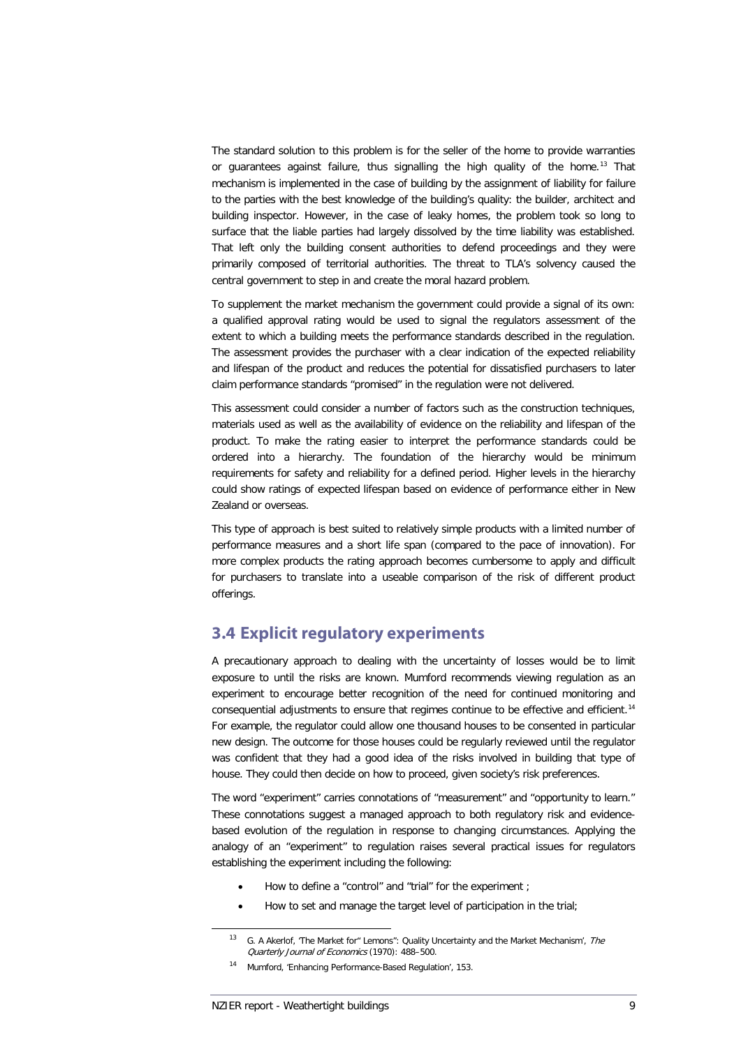The standard solution to this problem is for the seller of the home to provide warranties or guarantees against failure, thus signalling the high quality of the home.[13] That mechanism is implemented in the case of building by the assignment of liability for failure to the parties with the best knowledge of the building's quality: the builder, architect and building inspector. However, in the case of leaky homes, the problem took so long to surface that the liable parties had largely dissolved by the time liability was established. That left only the building consent authorities to defend proceedings and they were primarily composed of territorial authorities. The threat to TLA's solvency caused the central government to step in and create the moral hazard problem.

To supplement the market mechanism the government could provide a signal of its own: a qualified approval rating would be used to signal the regulators assessment of the extent to which a building meets the performance standards described in the regulation. The assessment provides the purchaser with a clear indication of the expected reliability and lifespan of the product and reduces the potential for dissatisfied purchasers to later claim performance standards "promised" in the regulation were not delivered.

This assessment could consider a number of factors such as the construction techniques, materials used as well as the availability of evidence on the reliability and lifespan of the product. To make the rating easier to interpret the performance standards could be ordered into a hierarchy. The foundation of the hierarchy would be minimum requirements for safety and reliability for a defined period. Higher levels in the hierarchy could show ratings of expected lifespan based on evidence of performance either in New Zealand or overseas.

This type of approach is best suited to relatively simple products with a limited number of performance measures and a short life span (compared to the pace of innovation). For more complex products the rating approach becomes cumbersome to apply and difficult for purchasers to translate into a useable comparison of the risk of different product offerings.

## 3.4 Explicit regulatory experiments

A precautionary approach to dealing with the uncertainty of losses would be to limit exposure to until the risks are known. Mumford recommends viewing regulation as an experiment to encourage better recognition of the need for continued monitoring and consequential adjustments to ensure that regimes continue to be effective and efficient.[14] For example, the regulator could allow one thousand houses to be consented in particular new design. The outcome for those houses could be regularly reviewed until the regulator was confident that they had a good idea of the risks involved in building that type of house. They could then decide on how to proceed, given society's risk preferences.

The word "experiment" carries connotations of "measurement" and "opportunity to learn." These connotations suggest a managed approach to both regulatory risk and evidence-based evolution of the regulation in response to changing circumstances. Applying the analogy of an "experiment" to regulation raises several practical issues for regulators establishing the experiment including the following:

- How to define a "control" and "trial" for the experiment ;
- How to set and manage the target level of participation in the trial;

[13] G. A Akerlof, 'The Market for" Lemons": Quality Uncertainty and the Market Mechanism', *The Quarterly Journal of Economics* (1970): 488–500.

[14] Mumford, 'Enhancing Performance-Based Regulation', 153.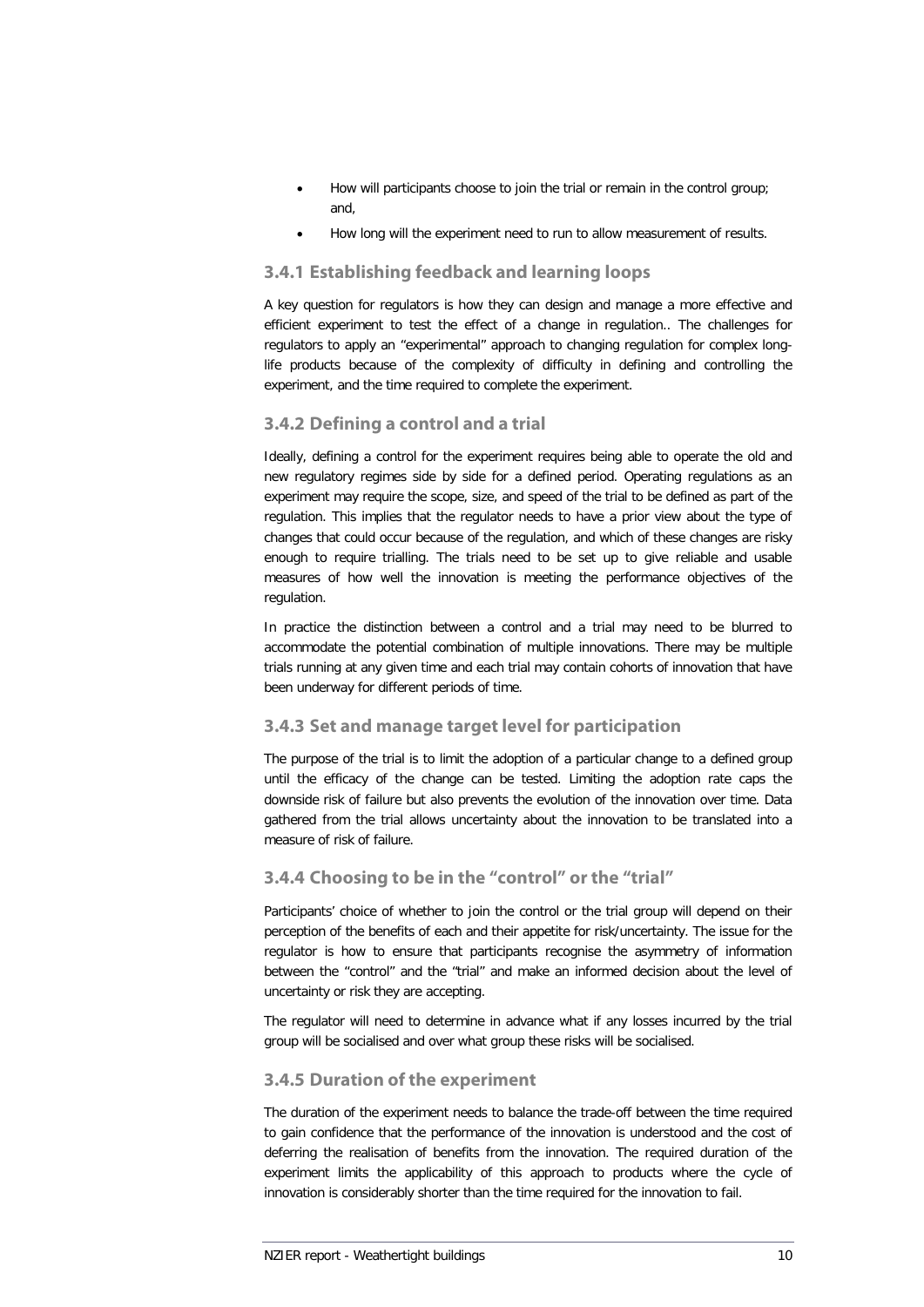- How will participants choose to join the trial or remain in the control group; and,
- How long will the experiment need to run to allow measurement of results.

### 3.4.1 Establishing feedback and learning loops

A key question for regulators is how they can design and manage a more effective and efficient experiment to test the effect of a change in regulation.. The challenges for regulators to apply an "experimental" approach to changing regulation for complex long-life products because of the complexity of difficulty in defining and controlling the experiment, and the time required to complete the experiment.

### 3.4.2 Defining a control and a trial

Ideally, defining a control for the experiment requires being able to operate the old and new regulatory regimes side by side for a defined period. Operating regulations as an experiment may require the scope, size, and speed of the trial to be defined as part of the regulation. This implies that the regulator needs to have a prior view about the type of changes that could occur because of the regulation, and which of these changes are risky enough to require trialling. The trials need to be set up to give reliable and usable measures of how well the innovation is meeting the performance objectives of the regulation.

In practice the distinction between a control and a trial may need to be blurred to accommodate the potential combination of multiple innovations. There may be multiple trials running at any given time and each trial may contain cohorts of innovation that have been underway for different periods of time.

### 3.4.3 Set and manage target level for participation

The purpose of the trial is to limit the adoption of a particular change to a defined group until the efficacy of the change can be tested. Limiting the adoption rate caps the downside risk of failure but also prevents the evolution of the innovation over time. Data gathered from the trial allows uncertainty about the innovation to be translated into a measure of risk of failure.

### 3.4.4 Choosing to be in the "control" or the "trial"

Participants' choice of whether to join the control or the trial group will depend on their perception of the benefits of each and their appetite for risk/uncertainty. The issue for the regulator is how to ensure that participants recognise the asymmetry of information between the "control" and the "trial" and make an informed decision about the level of uncertainty or risk they are accepting.

The regulator will need to determine in advance what if any losses incurred by the trial group will be socialised and over what group these risks will be socialised.

### 3.4.5 Duration of the experiment

The duration of the experiment needs to balance the trade-off between the time required to gain confidence that the performance of the innovation is understood and the cost of deferring the realisation of benefits from the innovation. The required duration of the experiment limits the applicability of this approach to products where the cycle of innovation is considerably shorter than the time required for the innovation to fail.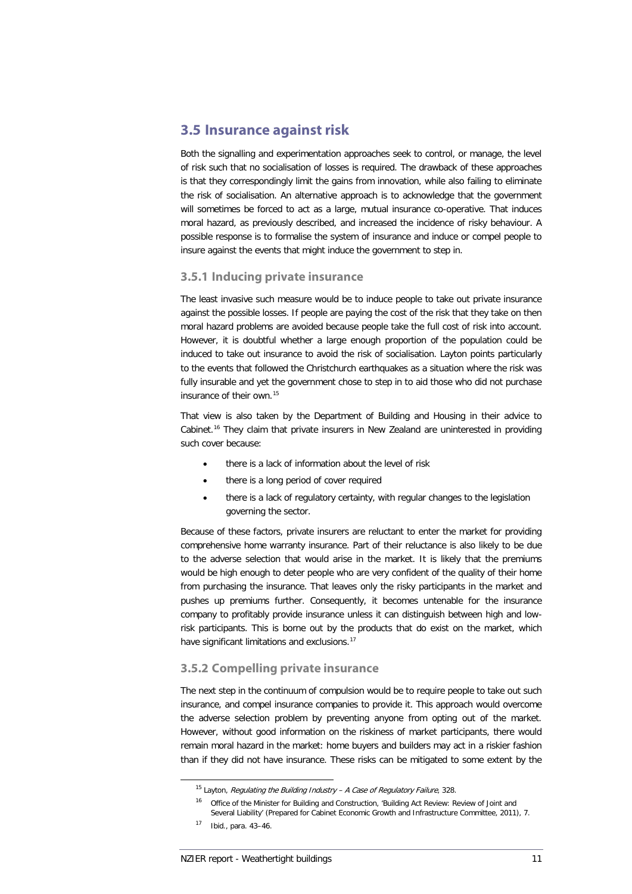## 3.5 Insurance against risk

Both the signalling and experimentation approaches seek to control, or manage, the level of risk such that no socialisation of losses is required. The drawback of these approaches is that they correspondingly limit the gains from innovation, while also failing to eliminate the risk of socialisation. An alternative approach is to acknowledge that the government will sometimes be forced to act as a large, mutual insurance co-operative. That induces moral hazard, as previously described, and increased the incidence of risky behaviour. A possible response is to formalise the system of insurance and induce or compel people to insure against the events that might induce the government to step in.

### 3.5.1 Inducing private insurance

The least invasive such measure would be to induce people to take out private insurance against the possible losses. If people are paying the cost of the risk that they take on then moral hazard problems are avoided because people take the full cost of risk into account. However, it is doubtful whether a large enough proportion of the population could be induced to take out insurance to avoid the risk of socialisation. Layton points particularly to the events that followed the Christchurch earthquakes as a situation where the risk was fully insurable and yet the government chose to step in to aid those who did not purchase insurance of their own.[15]

That view is also taken by the Department of Building and Housing in their advice to Cabinet.[16] They claim that private insurers in New Zealand are uninterested in providing such cover because:

- there is a lack of information about the level of risk
- there is a long period of cover required
- there is a lack of regulatory certainty, with regular changes to the legislation governing the sector.

Because of these factors, private insurers are reluctant to enter the market for providing comprehensive home warranty insurance. Part of their reluctance is also likely to be due to the adverse selection that would arise in the market. It is likely that the premiums would be high enough to deter people who are very confident of the quality of their home from purchasing the insurance. That leaves only the risky participants in the market and pushes up premiums further. Consequently, it becomes untenable for the insurance company to profitably provide insurance unless it can distinguish between high and low-risk participants. This is borne out by the products that do exist on the market, which have significant limitations and exclusions.[17]

### 3.5.2 Compelling private insurance

The next step in the continuum of compulsion would be to require people to take out such insurance, and compel insurance companies to provide it. This approach would overcome the adverse selection problem by preventing anyone from opting out of the market. However, without good information on the riskiness of market participants, there would remain moral hazard in the market: home buyers and builders may act in a riskier fashion than if they did not have insurance. These risks can be mitigated to some extent by the

[15] Layton, *Regulating the Building Industry – A Case of Regulatory Failure*, 328.

[16] Office of the Minister for Building and Construction, 'Building Act Review: Review of Joint and Several Liability' (Prepared for Cabinet Economic Growth and Infrastructure Committee, 2011), 7.

[17] Ibid., para. 43–46.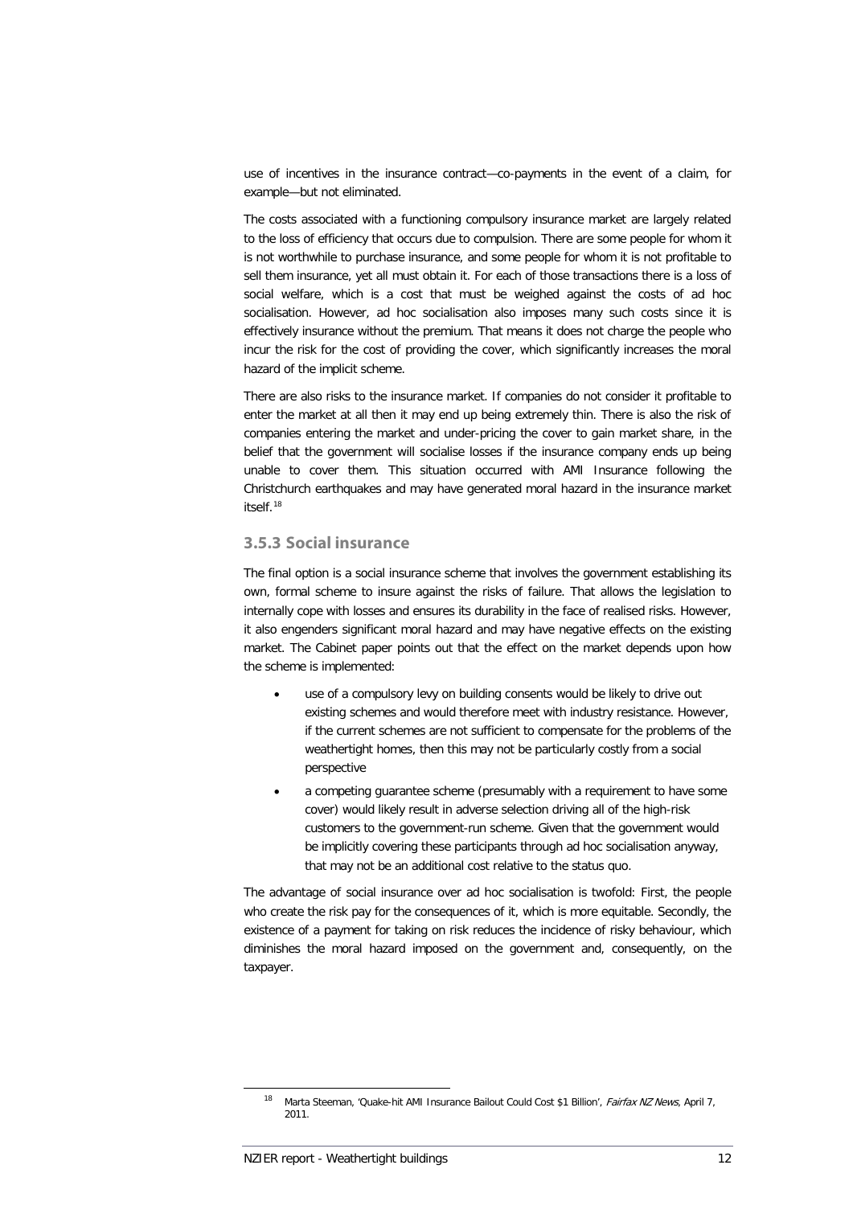use of incentives in the insurance contract—co-payments in the event of a claim, for example—but not eliminated.

The costs associated with a functioning compulsory insurance market are largely related to the loss of efficiency that occurs due to compulsion. There are some people for whom it is not worthwhile to purchase insurance, and some people for whom it is not profitable to sell them insurance, yet all must obtain it. For each of those transactions there is a loss of social welfare, which is a cost that must be weighed against the costs of ad hoc socialisation. However, ad hoc socialisation also imposes many such costs since it is effectively insurance without the premium. That means it does not charge the people who incur the risk for the cost of providing the cover, which significantly increases the moral hazard of the implicit scheme.

There are also risks to the insurance market. If companies do not consider it profitable to enter the market at all then it may end up being extremely thin. There is also the risk of companies entering the market and under-pricing the cover to gain market share, in the belief that the government will socialise losses if the insurance company ends up being unable to cover them. This situation occurred with AMI Insurance following the Christchurch earthquakes and may have generated moral hazard in the insurance market itself.[18]

### 3.5.3 Social insurance

The final option is a social insurance scheme that involves the government establishing its own, formal scheme to insure against the risks of failure. That allows the legislation to internally cope with losses and ensures its durability in the face of realised risks. However, it also engenders significant moral hazard and may have negative effects on the existing market. The Cabinet paper points out that the effect on the market depends upon how the scheme is implemented:

- use of a compulsory levy on building consents would be likely to drive out existing schemes and would therefore meet with industry resistance. However, if the current schemes are not sufficient to compensate for the problems of the weathertight homes, then this may not be particularly costly from a social perspective
- a competing guarantee scheme (presumably with a requirement to have some cover) would likely result in adverse selection driving all of the high-risk customers to the government-run scheme. Given that the government would be implicitly covering these participants through ad hoc socialisation anyway, that may not be an additional cost relative to the status quo.

The advantage of social insurance over ad hoc socialisation is twofold: First, the people who create the risk pay for the consequences of it, which is more equitable. Secondly, the existence of a payment for taking on risk reduces the incidence of risky behaviour, which diminishes the moral hazard imposed on the government and, consequently, on the taxpayer.

[18] Marta Steeman, 'Quake-hit AMI Insurance Bailout Could Cost $1 Billion', *Fairfax NZ News*, April 7, 2011.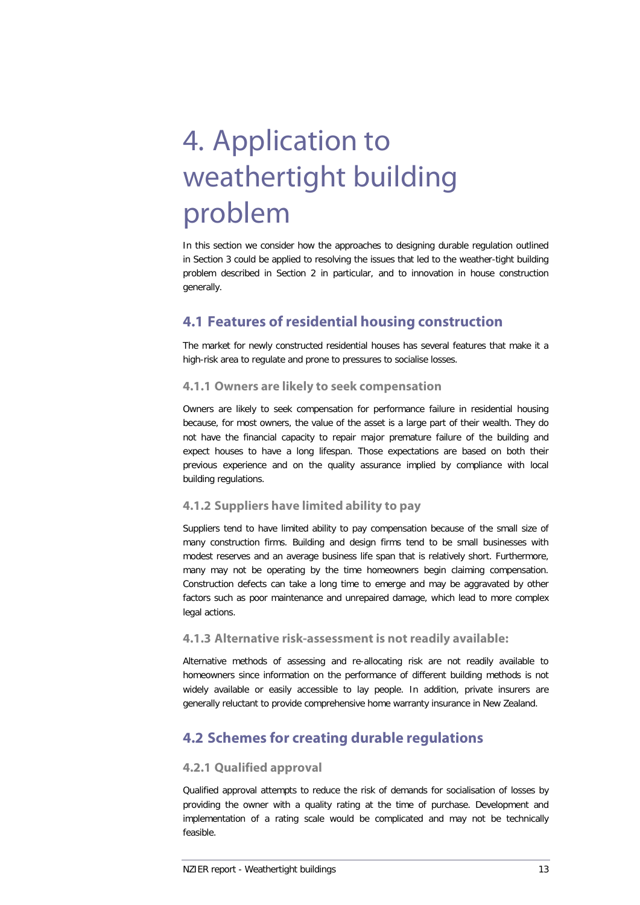# 4. Application to weathertight building problem

In this section we consider how the approaches to designing durable regulation outlined in Section 3 could be applied to resolving the issues that led to the weather-tight building problem described in Section 2 in particular, and to innovation in house construction generally.

## 4.1 Features of residential housing construction

The market for newly constructed residential houses has several features that make it a high-risk area to regulate and prone to pressures to socialise losses.

### 4.1.1 Owners are likely to seek compensation

Owners are likely to seek compensation for performance failure in residential housing because, for most owners, the value of the asset is a large part of their wealth. They do not have the financial capacity to repair major premature failure of the building and expect houses to have a long lifespan. Those expectations are based on both their previous experience and on the quality assurance implied by compliance with local building regulations.

### 4.1.2 Suppliers have limited ability to pay

Suppliers tend to have limited ability to pay compensation because of the small size of many construction firms. Building and design firms tend to be small businesses with modest reserves and an average business life span that is relatively short. Furthermore, many may not be operating by the time homeowners begin claiming compensation. Construction defects can take a long time to emerge and may be aggravated by other factors such as poor maintenance and unrepaired damage, which lead to more complex legal actions.

### 4.1.3 Alternative risk-assessment is not readily available:

Alternative methods of assessing and re-allocating risk are not readily available to homeowners since information on the performance of different building methods is not widely available or easily accessible to lay people. In addition, private insurers are generally reluctant to provide comprehensive home warranty insurance in New Zealand.

## 4.2 Schemes for creating durable regulations

### 4.2.1 Qualified approval

Qualified approval attempts to reduce the risk of demands for socialisation of losses by providing the owner with a quality rating at the time of purchase. Development and implementation of a rating scale would be complicated and may not be technically feasible.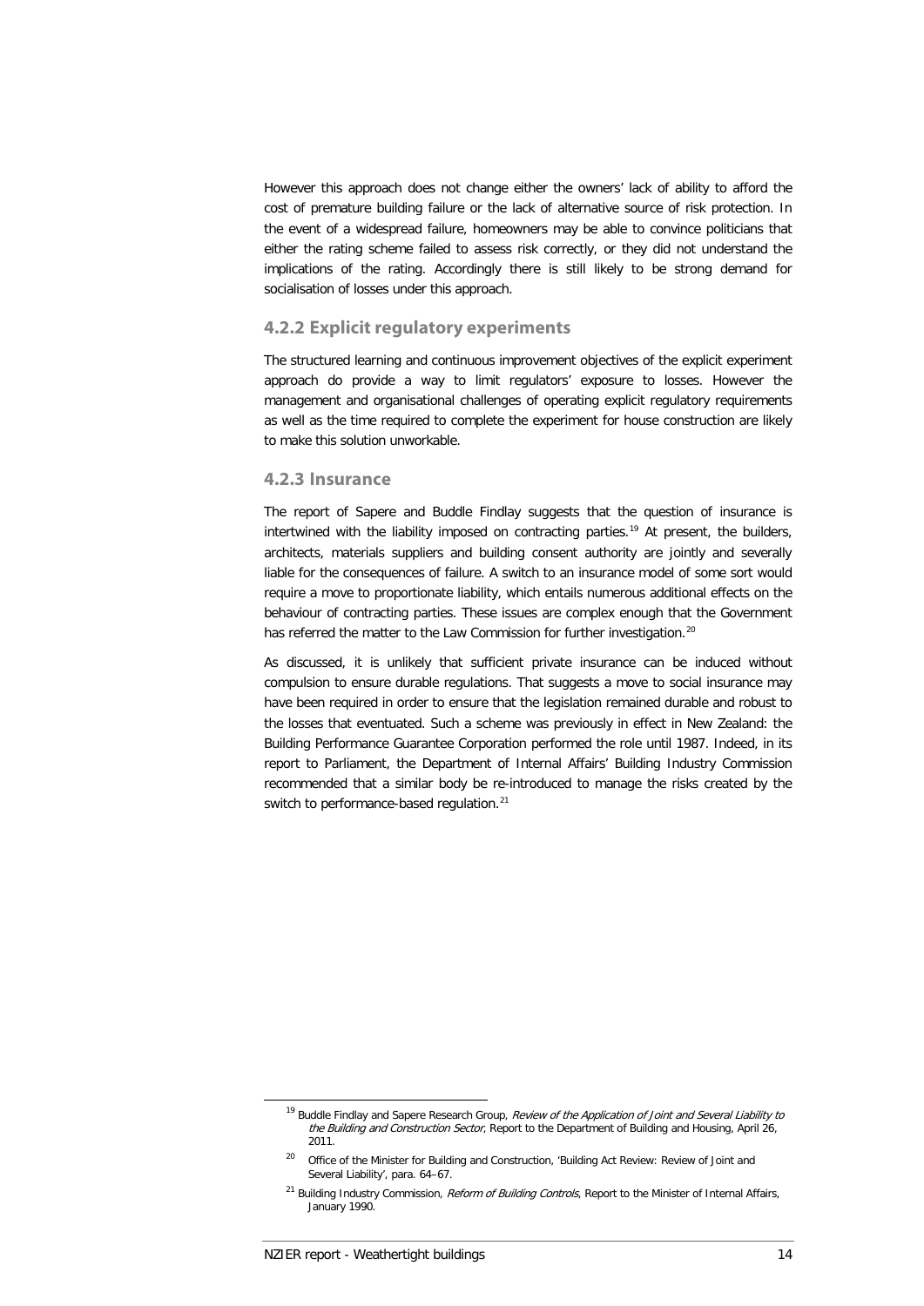However this approach does not change either the owners' lack of ability to afford the cost of premature building failure or the lack of alternative source of risk protection. In the event of a widespread failure, homeowners may be able to convince politicians that either the rating scheme failed to assess risk correctly, or they did not understand the implications of the rating. Accordingly there is still likely to be strong demand for socialisation of losses under this approach.

### 4.2.2 Explicit regulatory experiments

The structured learning and continuous improvement objectives of the explicit experiment approach do provide a way to limit regulators' exposure to losses. However the management and organisational challenges of operating explicit regulatory requirements as well as the time required to complete the experiment for house construction are likely to make this solution unworkable.

### 4.2.3 Insurance

The report of Sapere and Buddle Findlay suggests that the question of insurance is intertwined with the liability imposed on contracting parties.[19] At present, the builders, architects, materials suppliers and building consent authority are jointly and severally liable for the consequences of failure. A switch to an insurance model of some sort would require a move to proportionate liability, which entails numerous additional effects on the behaviour of contracting parties. These issues are complex enough that the Government has referred the matter to the Law Commission for further investigation.[20]

As discussed, it is unlikely that sufficient private insurance can be induced without compulsion to ensure durable regulations. That suggests a move to social insurance may have been required in order to ensure that the legislation remained durable and robust to the losses that eventuated. Such a scheme was previously in effect in New Zealand: the Building Performance Guarantee Corporation performed the role until 1987. Indeed, in its report to Parliament, the Department of Internal Affairs' Building Industry Commission recommended that a similar body be re-introduced to manage the risks created by the switch to performance-based regulation.[21]

---

[19] Buddle Findlay and Sapere Research Group, *Review of the Application of Joint and Several Liability to the Building and Construction Sector*, Report to the Department of Building and Housing, April 26, 2011.

[20] Office of the Minister for Building and Construction, 'Building Act Review: Review of Joint and Several Liability', para. 64–67.

[21] Building Industry Commission, *Reform of Building Controls*, Report to the Minister of Internal Affairs, January 1990.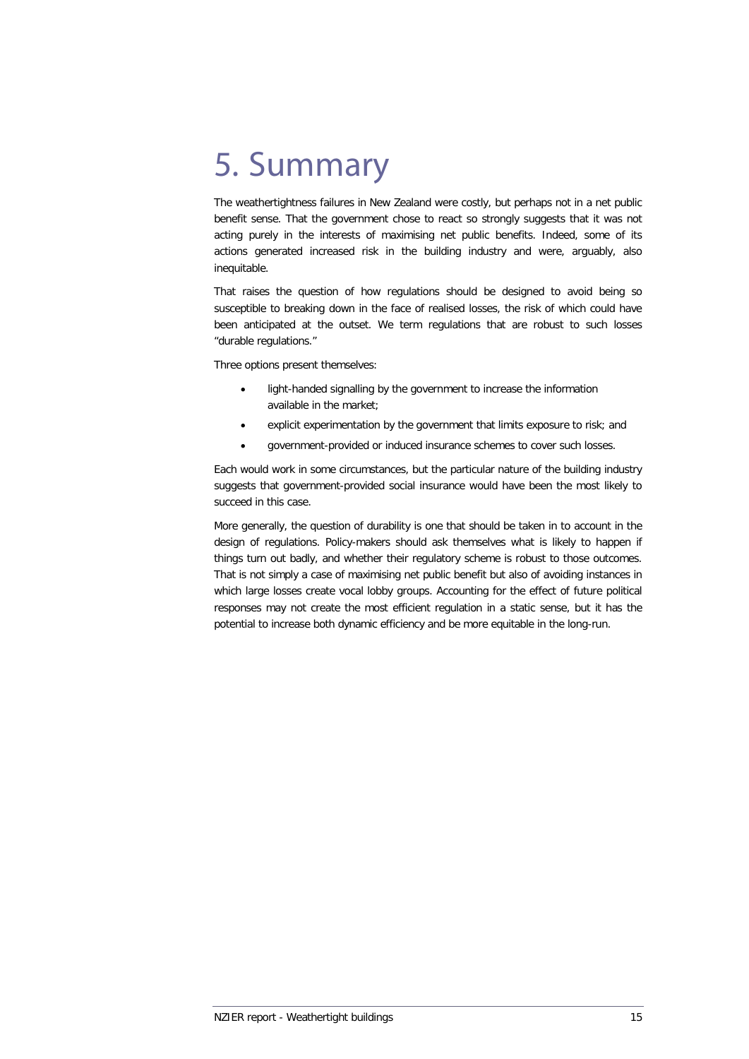# 5. Summary

The weathertightness failures in New Zealand were costly, but perhaps not in a net public benefit sense. That the government chose to react so strongly suggests that it was not acting purely in the interests of maximising net public benefits. Indeed, some of its actions generated increased risk in the building industry and were, arguably, also inequitable.

That raises the question of how regulations should be designed to avoid being so susceptible to breaking down in the face of realised losses, the risk of which could have been anticipated at the outset. We term regulations that are robust to such losses "durable regulations."

Three options present themselves:

- light-handed signalling by the government to increase the information available in the market;
- explicit experimentation by the government that limits exposure to risk; and
- government-provided or induced insurance schemes to cover such losses.

Each would work in some circumstances, but the particular nature of the building industry suggests that government-provided social insurance would have been the most likely to succeed in this case.

More generally, the question of durability is one that should be taken in to account in the design of regulations. Policy-makers should ask themselves what is likely to happen if things turn out badly, and whether their regulatory scheme is robust to those outcomes. That is not simply a case of maximising net public benefit but also of avoiding instances in which large losses create vocal lobby groups. Accounting for the effect of future political responses may not create the most efficient regulation in a static sense, but it has the potential to increase both dynamic efficiency and be more equitable in the long-run.